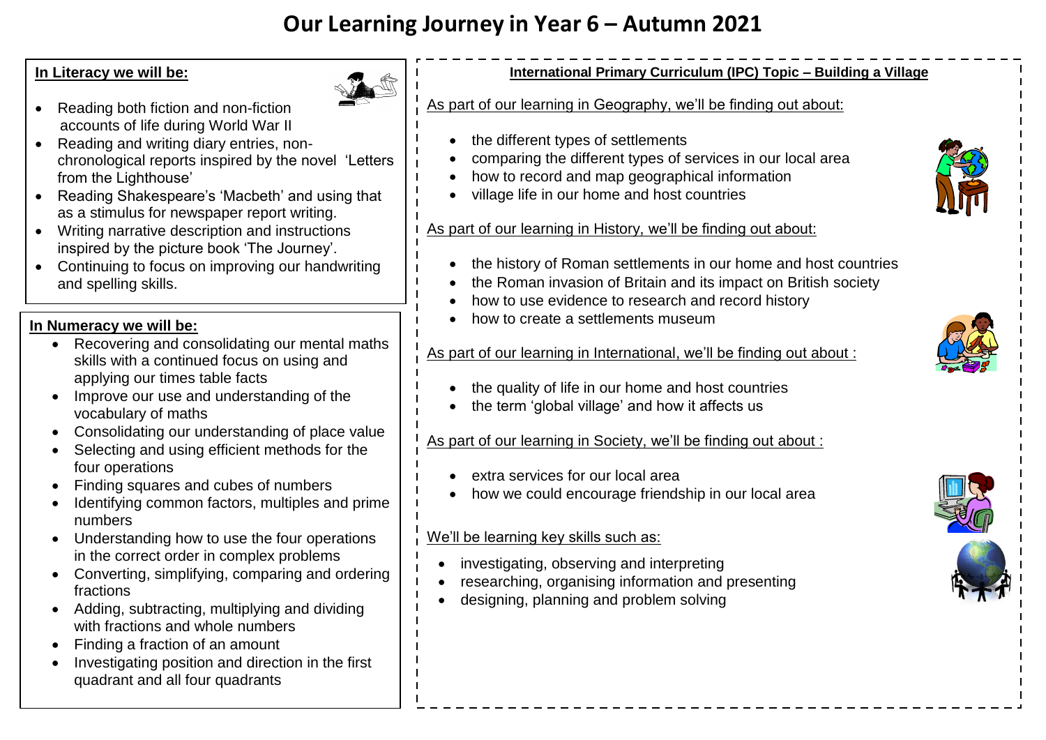# Our Learning Journey in Year 6 – Autumn 2021

**In Literacy we will be:**

- Reading both fiction and non-fiction accounts of life during World War II
- Reading and writing diary entries, non-chronological reports inspired by the novel 'Letters from the Lighthouse'
- Reading Shakespeare's 'Macbeth' and using that as a stimulus for newspaper report writing.
- Writing narrative description and instructions inspired by the picture book 'The Journey'.
- Continuing to focus on improving our handwriting and spelling skills.

**In Numeracy we will be:**

- Recovering and consolidating our mental maths skills with a continued focus on using and applying our times table facts
- Improve our use and understanding of the vocabulary of maths
- Consolidating our understanding of place value
- Selecting and using efficient methods for the four operations
- Finding squares and cubes of numbers
- Identifying common factors, multiples and prime numbers
- Understanding how to use the four operations in the correct order in complex problems
- Converting, simplifying, comparing and ordering fractions
- Adding, subtracting, multiplying and dividing with fractions and whole numbers
- Finding a fraction of an amount
- Investigating position and direction in the first quadrant and all four quadrants

**International Primary Curriculum (IPC) Topic – Building a Village**

As part of our learning in Geography, we'll be finding out about:

- the different types of settlements
- comparing the different types of services in our local area
- how to record and map geographical information
- village life in our home and host countries

As part of our learning in History, we'll be finding out about:

- the history of Roman settlements in our home and host countries
- the Roman invasion of Britain and its impact on British society
- how to use evidence to research and record history
- how to create a settlements museum

As part of our learning in International, we'll be finding out about :

- the quality of life in our home and host countries
- the term 'global village' and how it affects us

As part of our learning in Society, we'll be finding out about :

- extra services for our local area
- how we could encourage friendship in our local area

We'll be learning key skills such as:

- investigating, observing and interpreting
- researching, organising information and presenting
- designing, planning and problem solving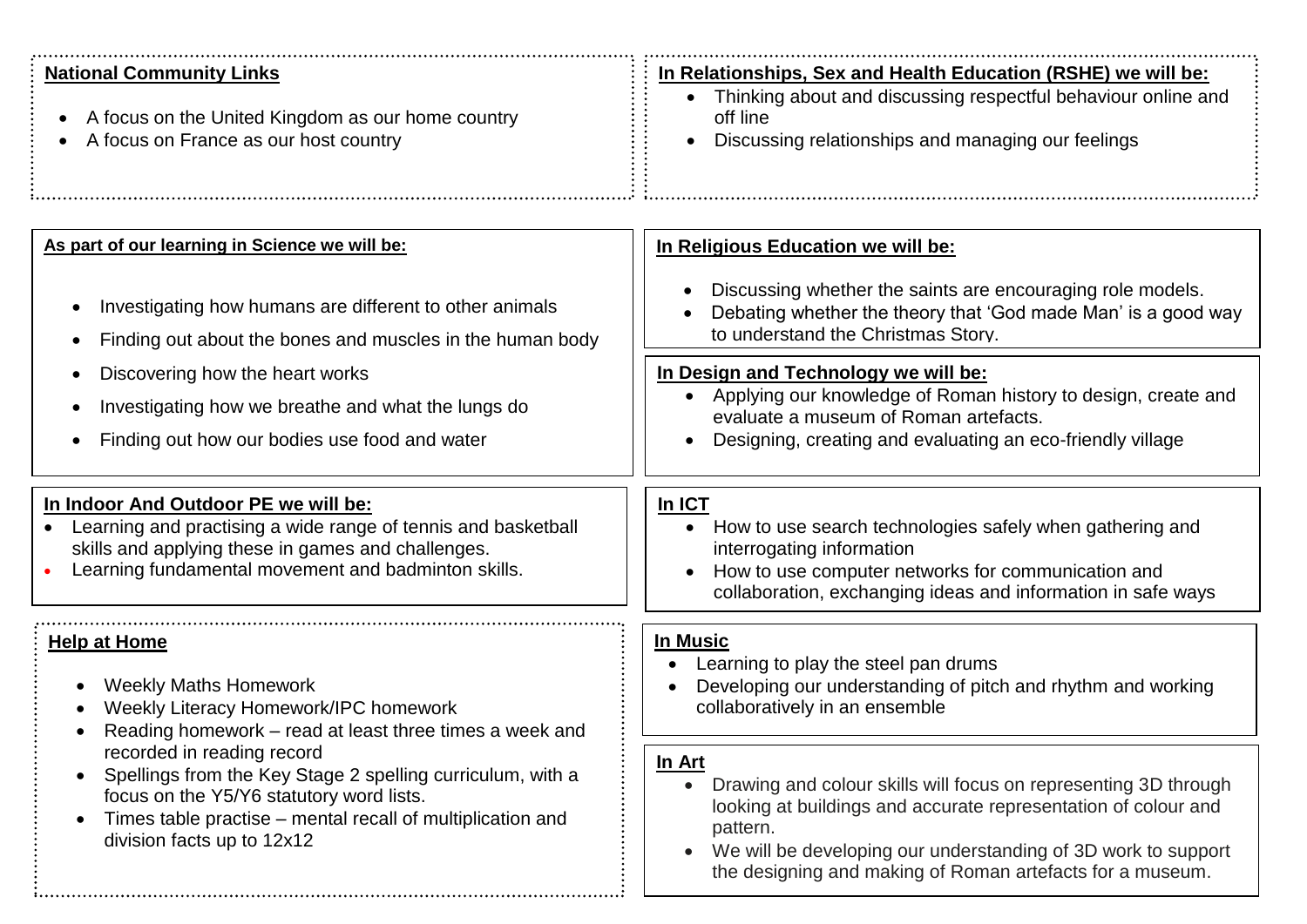## National Community Links

- A focus on the United Kingdom as our home country
- A focus on France as our host country

## In Relationships, Sex and Health Education (RSHE) we will be:

- Thinking about and discussing respectful behaviour online and off line
- Discussing relationships and managing our feelings

## As part of our learning in Science we will be:

- Investigating how humans are different to other animals
- Finding out about the bones and muscles in the human body
- Discovering how the heart works
- Investigating how we breathe and what the lungs do
- Finding out how our bodies use food and water

## In Religious Education we will be:

- Discussing whether the saints are encouraging role models.
- Debating whether the theory that 'God made Man' is a good way to understand the Christmas Story.

## In Design and Technology we will be:

- Applying our knowledge of Roman history to design, create and evaluate a museum of Roman artefacts.
- Designing, creating and evaluating an eco-friendly village

## In Indoor And Outdoor PE we will be:

- Learning and practising a wide range of tennis and basketball skills and applying these in games and challenges.
- Learning fundamental movement and badminton skills.

## In ICT

- How to use search technologies safely when gathering and interrogating information
- How to use computer networks for communication and collaboration, exchanging ideas and information in safe ways

## Help at Home

- Weekly Maths Homework
- Weekly Literacy Homework/IPC homework
- Reading homework – read at least three times a week and recorded in reading record
- Spellings from the Key Stage 2 spelling curriculum, with a focus on the Y5/Y6 statutory word lists.
- Times table practise – mental recall of multiplication and division facts up to 12x12

## In Music

- Learning to play the steel pan drums
- Developing our understanding of pitch and rhythm and working collaboratively in an ensemble

## In Art

- Drawing and colour skills will focus on representing 3D through looking at buildings and accurate representation of colour and pattern.
- We will be developing our understanding of 3D work to support the designing and making of Roman artefacts for a museum.